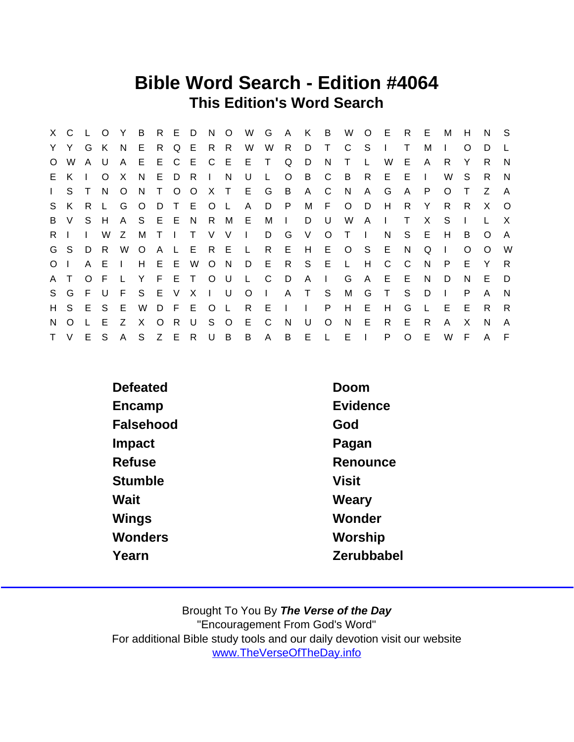# Bible Word Search - Edition #4064

## This Edition's Word Search

```
X C L O Y B R E D N O W G A K B W O E R E M H N S
Y Y G K N E R Q E R R W W R D T C S I T M I O D L
O W A U A E E C E C E E T Q D N T L W E A R Y R N
E K I O X N E D R I N U L O B C B R E E I W S R N
I S T N O N T O O X T E G B A C N A G A P O T Z A
S K R L G O D T E O L A D P M F O D H R Y R R X O
B V S H A S E E N R M E M I D U W A I T X S I L X
R I I W Z M T I T V V I D G V O T I N S E H B O A
G S D R W O A L E R E L R E H E O S E N Q I O O W
O I A E I H E E W O N D E R S E L H C C N P E Y R
A T O F L Y F E T O U L C D A I G A E E N D N E D
S G F U F S E V X I U O I A T S M G T S D I P A N
H S E S E W D F E O L R E I I P H E H G L E E R R
N O L E Z X O R U S O E C N U O N E R E R A X N A
T V E S A S Z E R U B B A B E L E I P O E W F A F
```

| | |
|---|---|
| Defeated | Doom |
| Encamp | Evidence |
| Falsehood | God |
| Impact | Pagan |
| Refuse | Renounce |
| Stumble | Visit |
| Wait | Weary |
| Wings | Wonder |
| Wonders | Worship |
| Yearn | Zerubbabel |

Brought To You By ***The Verse of the Day***
"Encouragement From God's Word"
For additional Bible study tools and our daily devotion visit our website
www.TheVerseOfTheDay.info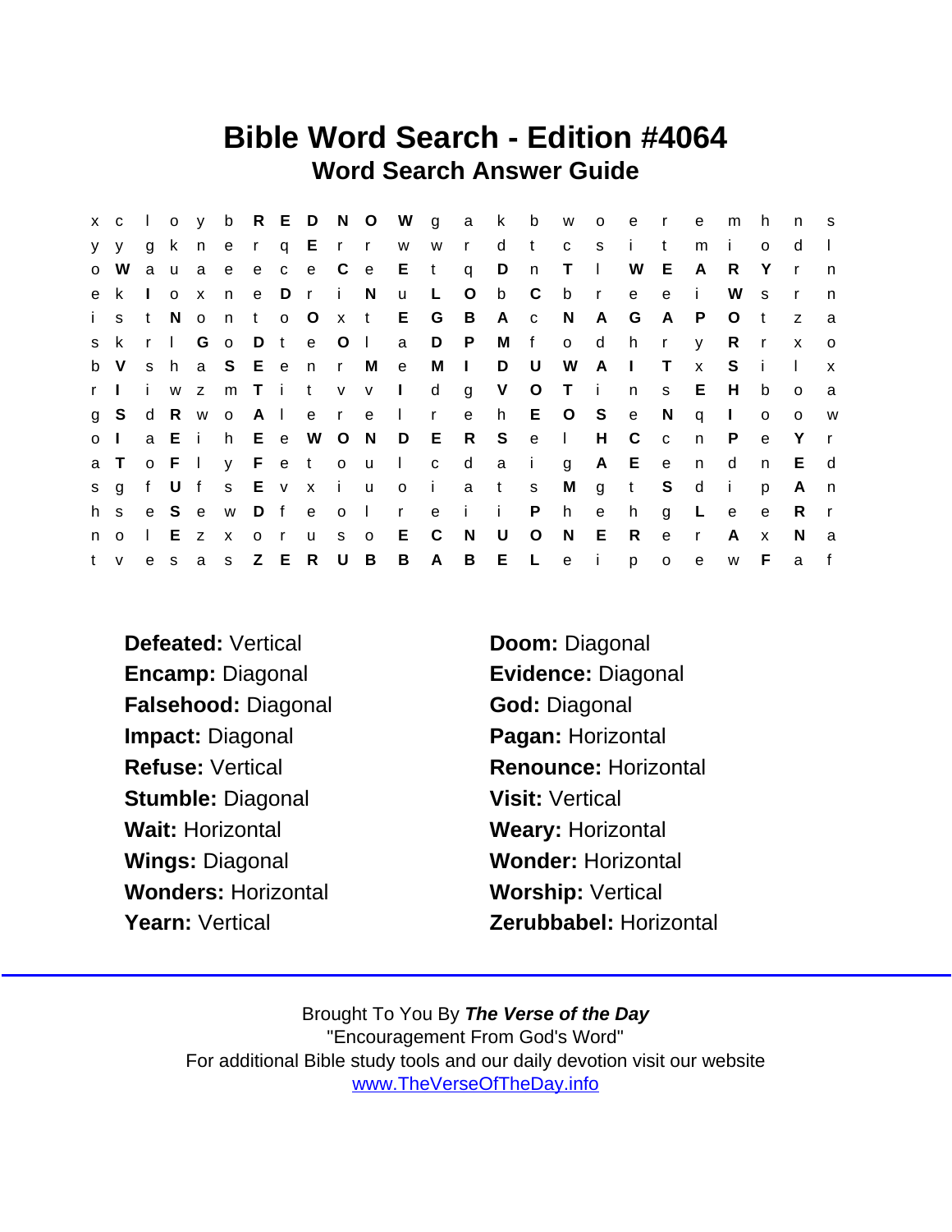# Bible Word Search - Edition #4064

## Word Search Answer Guide

```
x c l o y b R E D N O W g a k b w o e r e m h n s
y y g k n e r q E r r w w r d t c s i t m i o d l
o W a u a e e c e C e E t q D n T l W E A R Y r n
e k I o x n e D r i N u L O b C b r e e i W s r n
i s t N o n t o O x t E G B A c N A G A P O t z a
s k r l G o D t e O l a D P M f o d h r y R r x o
b V s h a S E e n r M e M I D U W A I T x S i l x
r I i w z m T i t v v I d g V O T i n s E H b o a
g S d R w o A l e r e l r e h E O S e N q I o o w
o I a E i h E e W O N D E R S e l H C c n P e Y r
a T o F l y F e t o u l c d a i g A E e n d n E d
s g f U f s E v x i u o i a t s M g t S d i p A n
h s e S e w D f e o l r e i i P h e h g L e e R r
n o l E z x o r u s o E C N U O N E R e r A x N a
t v e s a s Z E R U B B A B E L e i p o e w F a f
```

**Defeated:** Vertical

**Doom:** Diagonal

**Encamp:** Diagonal

**Evidence:** Diagonal

**Falsehood:** Diagonal

**God:** Diagonal

**Impact:** Diagonal

**Pagan:** Horizontal

**Refuse:** Vertical

**Renounce:** Horizontal

**Stumble:** Diagonal

**Visit:** Vertical

**Wait:** Horizontal

**Weary:** Horizontal

**Wings:** Diagonal

**Wonder:** Horizontal

**Wonders:** Horizontal

**Worship:** Vertical

**Yearn:** Vertical

**Zerubbabel:** Horizontal

Brought To You By ***The Verse of the Day***
"Encouragement From God's Word"
For additional Bible study tools and our daily devotion visit our website
www.TheVerseOfTheDay.info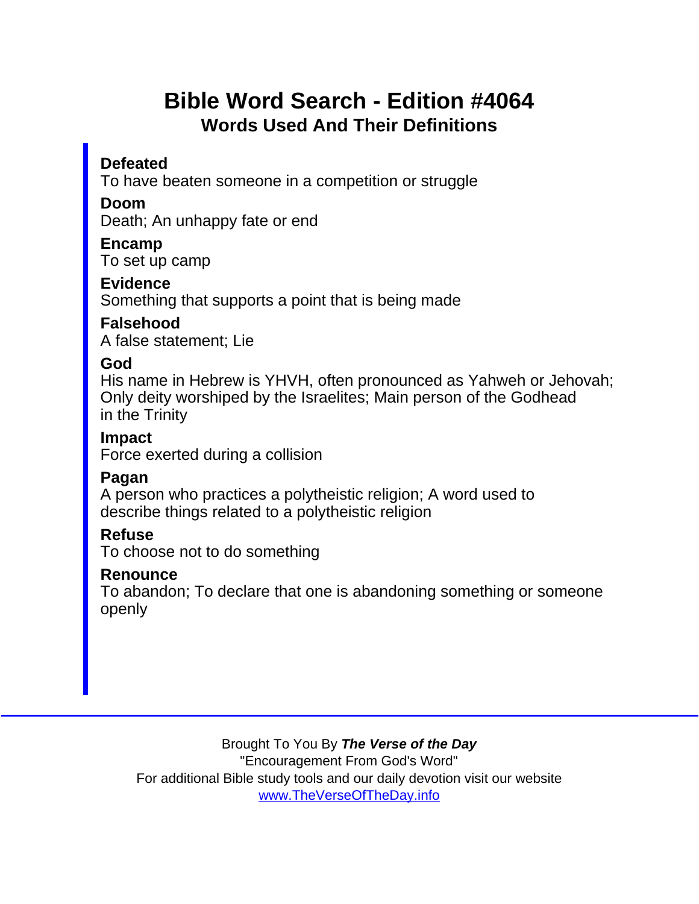# Bible Word Search - Edition #4064

## Words Used And Their Definitions

**Defeated**
To have beaten someone in a competition or struggle

**Doom**
Death; An unhappy fate or end

**Encamp**
To set up camp

**Evidence**
Something that supports a point that is being made

**Falsehood**
A false statement; Lie

**God**
His name in Hebrew is YHVH, often pronounced as Yahweh or Jehovah; Only deity worshiped by the Israelites; Main person of the Godhead in the Trinity

**Impact**
Force exerted during a collision

**Pagan**
A person who practices a polytheistic religion; A word used to describe things related to a polytheistic religion

**Refuse**
To choose not to do something

**Renounce**
To abandon; To declare that one is abandoning something or someone openly

---

Brought To You By ***The Verse of the Day***
"Encouragement From God's Word"
For additional Bible study tools and our daily devotion visit our website
www.TheVerseOfTheDay.info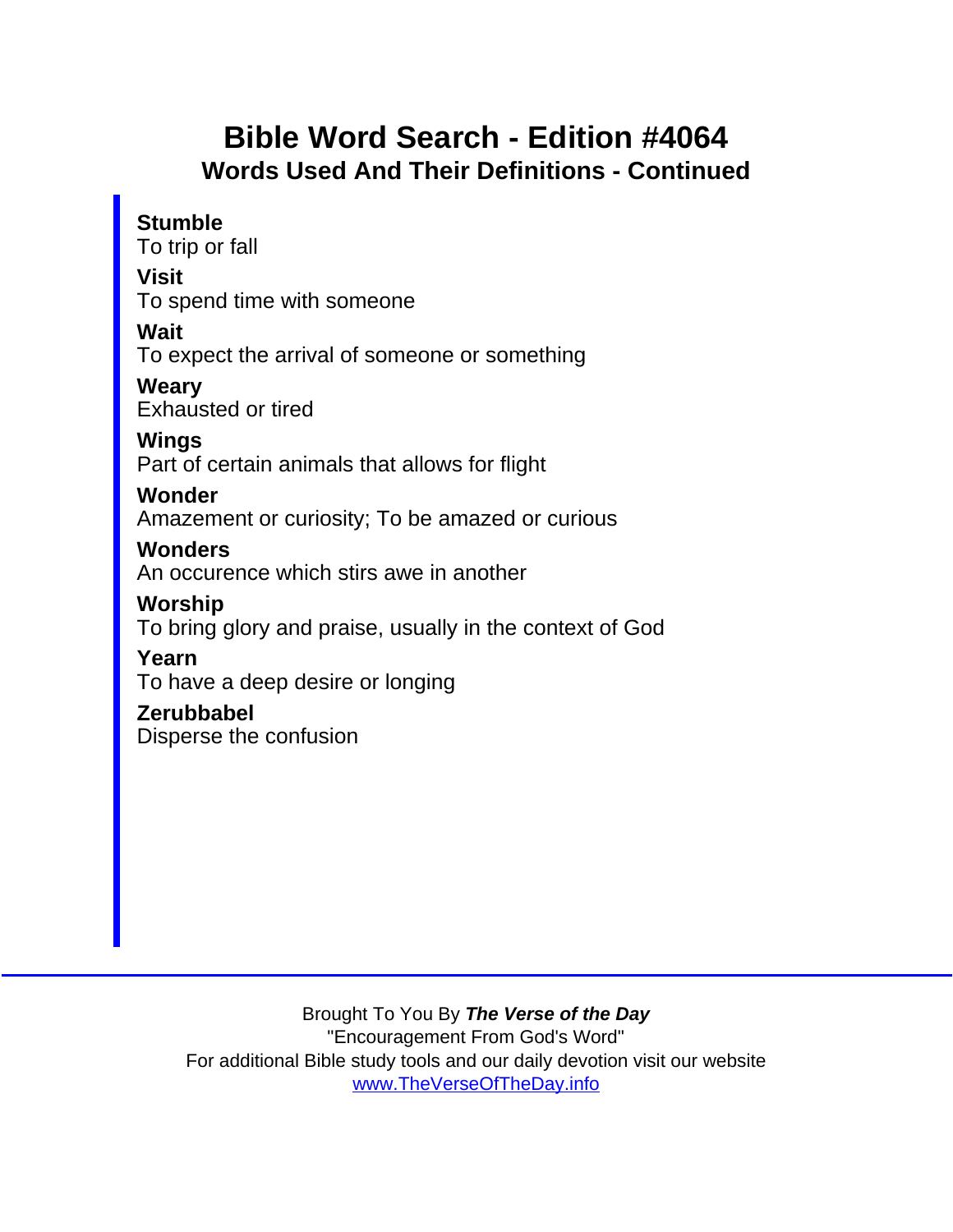# Bible Word Search - Edition #4064

## Words Used And Their Definitions - Continued

**Stumble**
To trip or fall

**Visit**
To spend time with someone

**Wait**
To expect the arrival of someone or something

**Weary**
Exhausted or tired

**Wings**
Part of certain animals that allows for flight

**Wonder**
Amazement or curiosity; To be amazed or curious

**Wonders**
An occurence which stirs awe in another

**Worship**
To bring glory and praise, usually in the context of God

**Yearn**
To have a deep desire or longing

**Zerubbabel**
Disperse the confusion

Brought To You By ***The Verse of the Day***
"Encouragement From God's Word"
For additional Bible study tools and our daily devotion visit our website
www.TheVerseOfTheDay.info